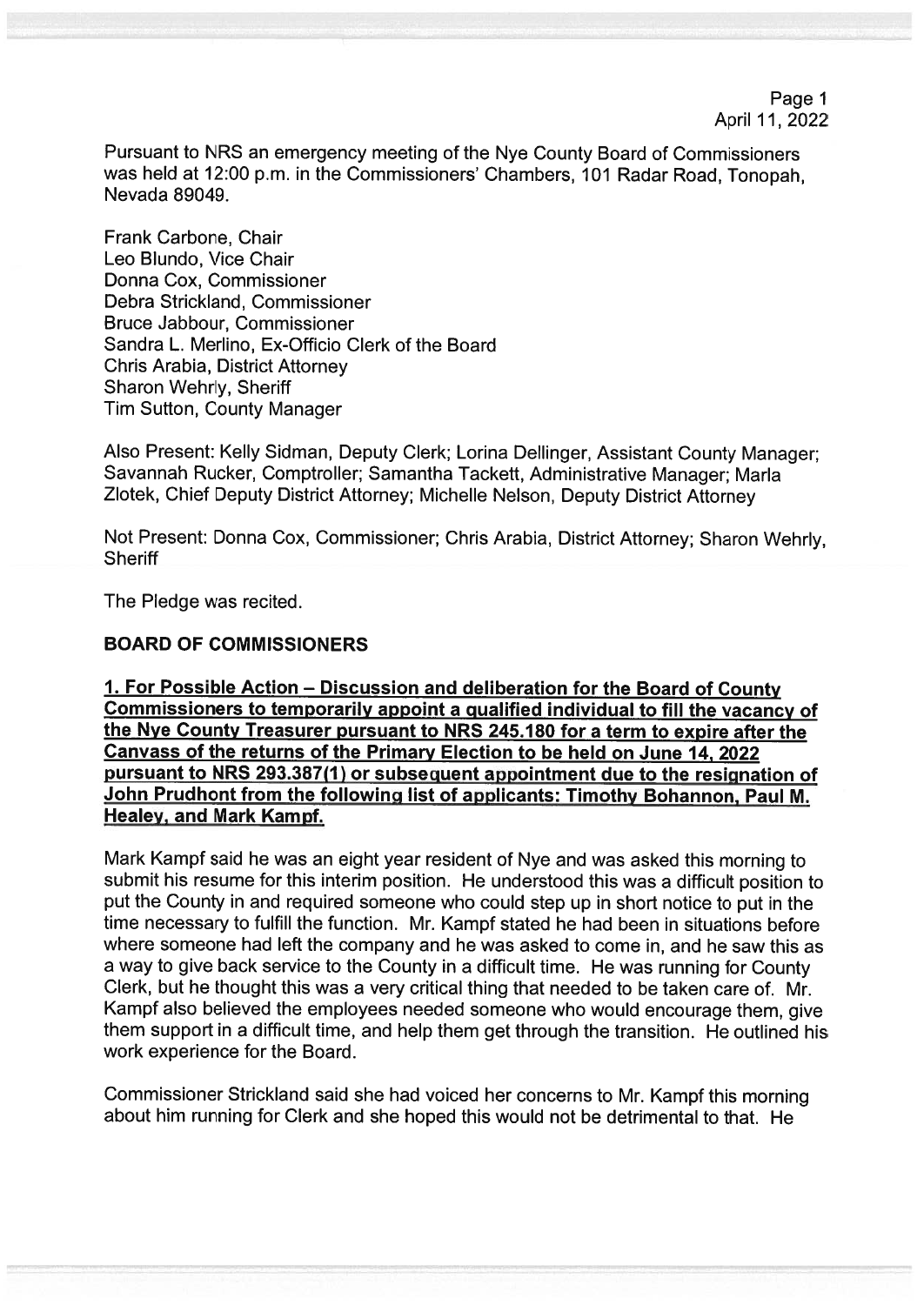Pursuant to NRS an emergency meeting of the Nye County Board of Commissioners was held at 12:00 p.m. in the Commissioners' Chambers, 101 Radar Road, Tonopah, Nevada 89049.

Frank Carbone, Chair
Leo Blundo, Vice Chair
Donna Cox, Commissioner
Debra Strickland, Commissioner
Bruce Jabbour, Commissioner
Sandra L. Merlino, Ex-Officio Clerk of the Board
Chris Arabia, District Attorney
Sharon Wehrly, Sheriff
Tim Sutton, County Manager

Also Present: Kelly Sidman, Deputy Clerk; Lorina Dellinger, Assistant County Manager; Savannah Rucker, Comptroller; Samantha Tackett, Administrative Manager; Marla Zlotek, Chief Deputy District Attorney; Michelle Nelson, Deputy District Attorney

Not Present: Donna Cox, Commissioner; Chris Arabia, District Attorney; Sharon Wehrly, Sheriff

The Pledge was recited.

## BOARD OF COMMISSIONERS

**1. For Possible Action – Discussion and deliberation for the Board of County Commissioners to temporarily appoint a qualified individual to fill the vacancy of the Nye County Treasurer pursuant to NRS 245.180 for a term to expire after the Canvass of the returns of the Primary Election to be held on June 14, 2022 pursuant to NRS 293.387(1) or subsequent appointment due to the resignation of John Prudhont from the following list of applicants: Timothy Bohannon, Paul M. Healey, and Mark Kampf.**

Mark Kampf said he was an eight year resident of Nye and was asked this morning to submit his resume for this interim position. He understood this was a difficult position to put the County in and required someone who could step up in short notice to put in the time necessary to fulfill the function. Mr. Kampf stated he had been in situations before where someone had left the company and he was asked to come in, and he saw this as a way to give back service to the County in a difficult time. He was running for County Clerk, but he thought this was a very critical thing that needed to be taken care of. Mr. Kampf also believed the employees needed someone who would encourage them, give them support in a difficult time, and help them get through the transition. He outlined his work experience for the Board.

Commissioner Strickland said she had voiced her concerns to Mr. Kampf this morning about him running for Clerk and she hoped this would not be detrimental to that. He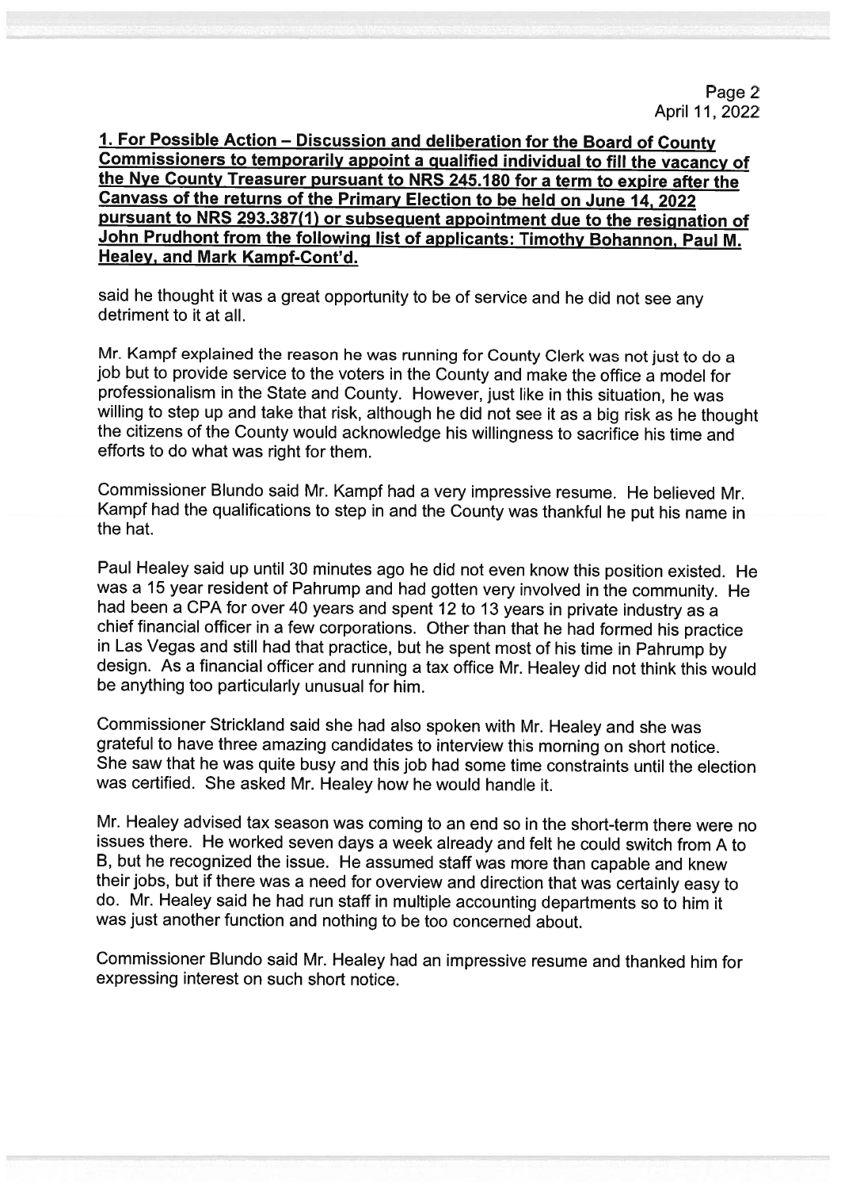**1. For Possible Action – Discussion and deliberation for the Board of County Commissioners to temporarily appoint a qualified individual to fill the vacancy of the Nye County Treasurer pursuant to NRS 245.180 for a term to expire after the Canvass of the returns of the Primary Election to be held on June 14, 2022 pursuant to NRS 293.387(1) or subsequent appointment due to the resignation of John Prudhont from the following list of applicants: Timothy Bohannon, Paul M. Healey, and Mark Kampf-Cont'd.**

said he thought it was a great opportunity to be of service and he did not see any detriment to it at all.

Mr. Kampf explained the reason he was running for County Clerk was not just to do a job but to provide service to the voters in the County and make the office a model for professionalism in the State and County. However, just like in this situation, he was willing to step up and take that risk, although he did not see it as a big risk as he thought the citizens of the County would acknowledge his willingness to sacrifice his time and efforts to do what was right for them.

Commissioner Blundo said Mr. Kampf had a very impressive resume. He believed Mr. Kampf had the qualifications to step in and the County was thankful he put his name in the hat.

Paul Healey said up until 30 minutes ago he did not even know this position existed. He was a 15 year resident of Pahrump and had gotten very involved in the community. He had been a CPA for over 40 years and spent 12 to 13 years in private industry as a chief financial officer in a few corporations. Other than that he had formed his practice in Las Vegas and still had that practice, but he spent most of his time in Pahrump by design. As a financial officer and running a tax office Mr. Healey did not think this would be anything too particularly unusual for him.

Commissioner Strickland said she had also spoken with Mr. Healey and she was grateful to have three amazing candidates to interview this morning on short notice. She saw that he was quite busy and this job had some time constraints until the election was certified. She asked Mr. Healey how he would handle it.

Mr. Healey advised tax season was coming to an end so in the short-term there were no issues there. He worked seven days a week already and felt he could switch from A to B, but he recognized the issue. He assumed staff was more than capable and knew their jobs, but if there was a need for overview and direction that was certainly easy to do. Mr. Healey said he had run staff in multiple accounting departments so to him it was just another function and nothing to be too concerned about.

Commissioner Blundo said Mr. Healey had an impressive resume and thanked him for expressing interest on such short notice.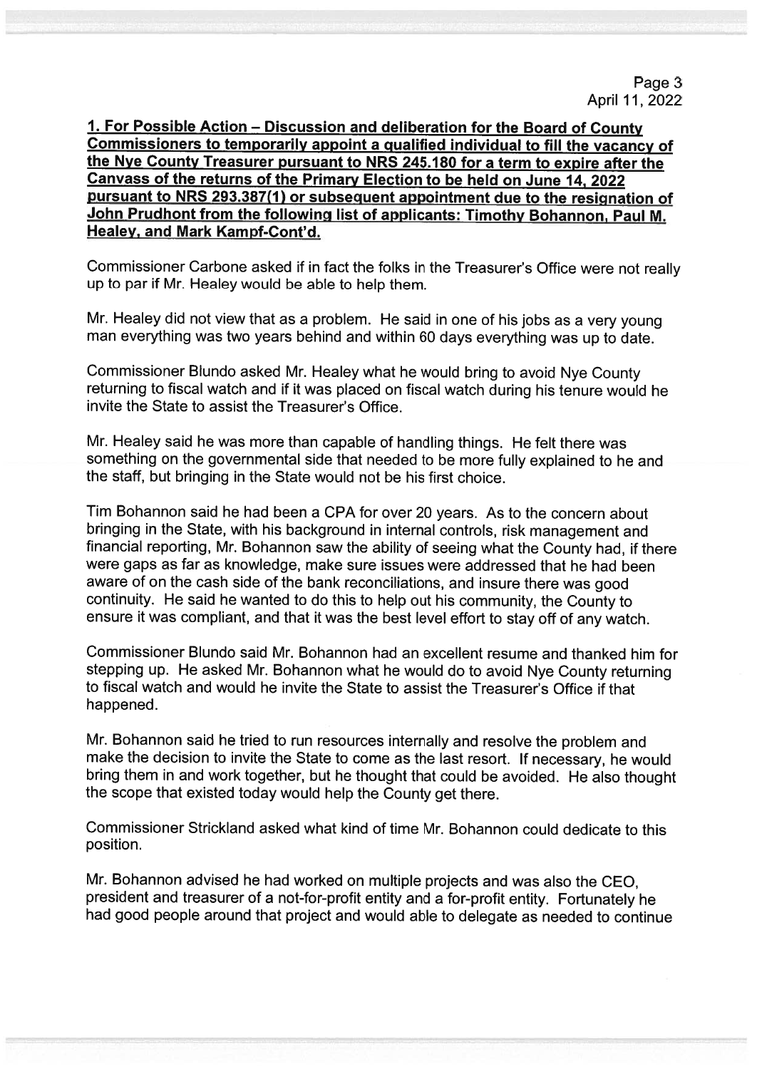**1. For Possible Action – Discussion and deliberation for the Board of County Commissioners to temporarily appoint a qualified individual to fill the vacancy of the Nye County Treasurer pursuant to NRS 245.180 for a term to expire after the Canvass of the returns of the Primary Election to be held on June 14, 2022 pursuant to NRS 293.387(1) or subsequent appointment due to the resignation of John Prudhont from the following list of applicants: Timothy Bohannon, Paul M. Healey, and Mark Kampf-Cont'd.**

Commissioner Carbone asked if in fact the folks in the Treasurer's Office were not really up to par if Mr. Healey would be able to help them.

Mr. Healey did not view that as a problem. He said in one of his jobs as a very young man everything was two years behind and within 60 days everything was up to date.

Commissioner Blundo asked Mr. Healey what he would bring to avoid Nye County returning to fiscal watch and if it was placed on fiscal watch during his tenure would he invite the State to assist the Treasurer's Office.

Mr. Healey said he was more than capable of handling things. He felt there was something on the governmental side that needed to be more fully explained to he and the staff, but bringing in the State would not be his first choice.

Tim Bohannon said he had been a CPA for over 20 years. As to the concern about bringing in the State, with his background in internal controls, risk management and financial reporting, Mr. Bohannon saw the ability of seeing what the County had, if there were gaps as far as knowledge, make sure issues were addressed that he had been aware of on the cash side of the bank reconciliations, and insure there was good continuity. He said he wanted to do this to help out his community, the County to ensure it was compliant, and that it was the best level effort to stay off of any watch.

Commissioner Blundo said Mr. Bohannon had an excellent resume and thanked him for stepping up. He asked Mr. Bohannon what he would do to avoid Nye County returning to fiscal watch and would he invite the State to assist the Treasurer's Office if that happened.

Mr. Bohannon said he tried to run resources internally and resolve the problem and make the decision to invite the State to come as the last resort. If necessary, he would bring them in and work together, but he thought that could be avoided. He also thought the scope that existed today would help the County get there.

Commissioner Strickland asked what kind of time Mr. Bohannon could dedicate to this position.

Mr. Bohannon advised he had worked on multiple projects and was also the CEO, president and treasurer of a not-for-profit entity and a for-profit entity. Fortunately he had good people around that project and would able to delegate as needed to continue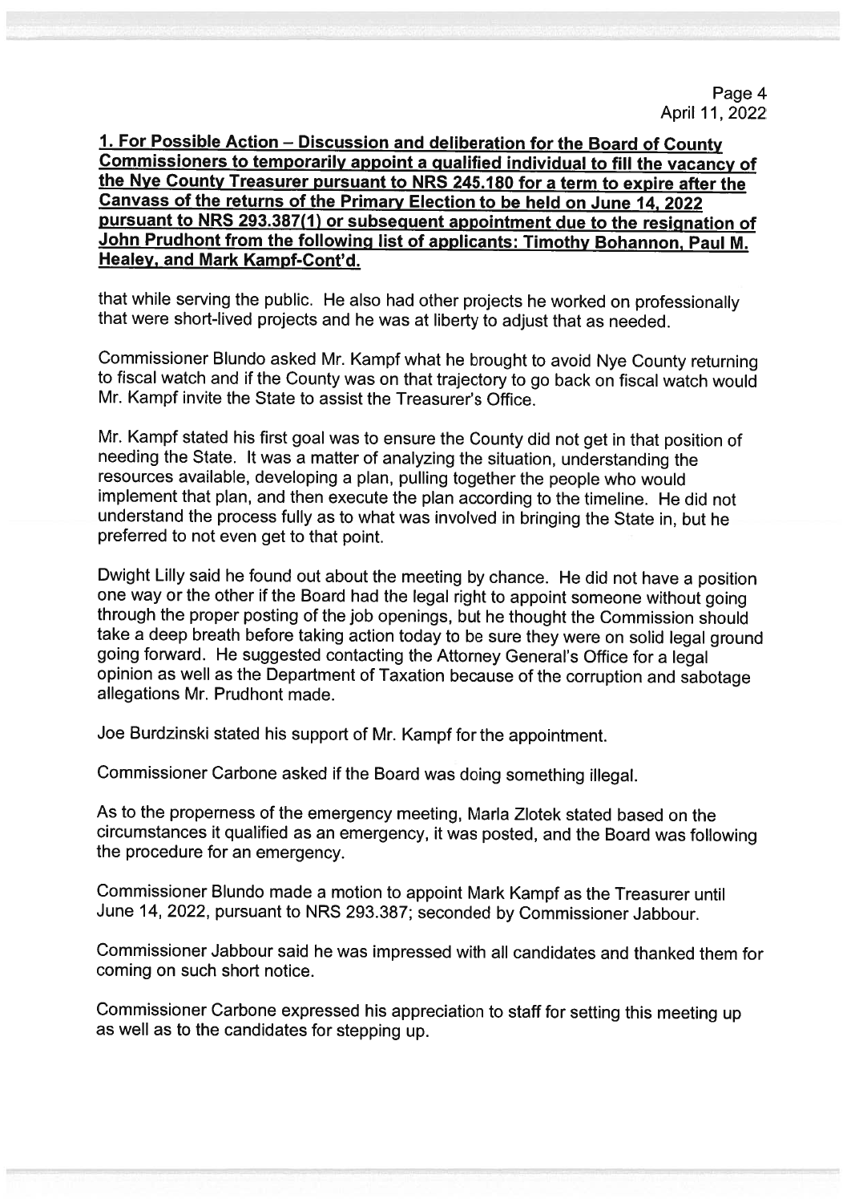**1. For Possible Action – Discussion and deliberation for the Board of County Commissioners to temporarily appoint a qualified individual to fill the vacancy of the Nye County Treasurer pursuant to NRS 245.180 for a term to expire after the Canvass of the returns of the Primary Election to be held on June 14, 2022 pursuant to NRS 293.387(1) or subsequent appointment due to the resignation of John Prudhont from the following list of applicants: Timothy Bohannon, Paul M. Healey, and Mark Kampf-Cont'd.**

that while serving the public. He also had other projects he worked on professionally that were short-lived projects and he was at liberty to adjust that as needed.

Commissioner Blundo asked Mr. Kampf what he brought to avoid Nye County returning to fiscal watch and if the County was on that trajectory to go back on fiscal watch would Mr. Kampf invite the State to assist the Treasurer's Office.

Mr. Kampf stated his first goal was to ensure the County did not get in that position of needing the State. It was a matter of analyzing the situation, understanding the resources available, developing a plan, pulling together the people who would implement that plan, and then execute the plan according to the timeline. He did not understand the process fully as to what was involved in bringing the State in, but he preferred to not even get to that point.

Dwight Lilly said he found out about the meeting by chance. He did not have a position one way or the other if the Board had the legal right to appoint someone without going through the proper posting of the job openings, but he thought the Commission should take a deep breath before taking action today to be sure they were on solid legal ground going forward. He suggested contacting the Attorney General's Office for a legal opinion as well as the Department of Taxation because of the corruption and sabotage allegations Mr. Prudhont made.

Joe Burdzinski stated his support of Mr. Kampf for the appointment.

Commissioner Carbone asked if the Board was doing something illegal.

As to the properness of the emergency meeting, Marla Zlotek stated based on the circumstances it qualified as an emergency, it was posted, and the Board was following the procedure for an emergency.

Commissioner Blundo made a motion to appoint Mark Kampf as the Treasurer until June 14, 2022, pursuant to NRS 293.387; seconded by Commissioner Jabbour.

Commissioner Jabbour said he was impressed with all candidates and thanked them for coming on such short notice.

Commissioner Carbone expressed his appreciation to staff for setting this meeting up as well as to the candidates for stepping up.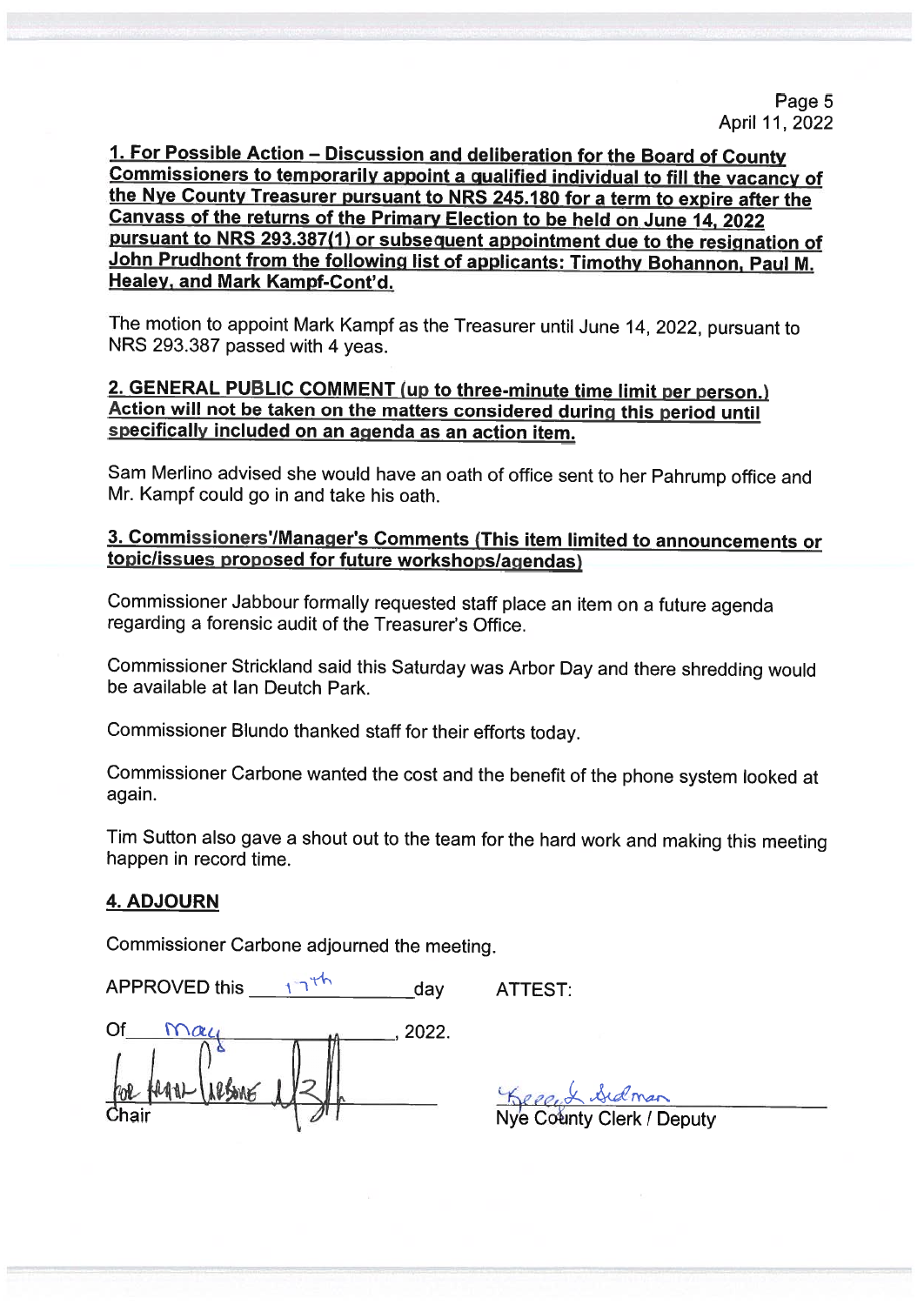**1. For Possible Action – Discussion and deliberation for the Board of County Commissioners to temporarily appoint a qualified individual to fill the vacancy of the Nye County Treasurer pursuant to NRS 245.180 for a term to expire after the Canvass of the returns of the Primary Election to be held on June 14, 2022 pursuant to NRS 293.387(1) or subsequent appointment due to the resignation of John Prudhont from the following list of applicants: Timothy Bohannon, Paul M. Healey, and Mark Kampf-Cont'd.**

The motion to appoint Mark Kampf as the Treasurer until June 14, 2022, pursuant to NRS 293.387 passed with 4 yeas.

**2. GENERAL PUBLIC COMMENT (up to three-minute time limit per person.) Action will not be taken on the matters considered during this period until specifically included on an agenda as an action item.**

Sam Merlino advised she would have an oath of office sent to her Pahrump office and Mr. Kampf could go in and take his oath.

**3. Commissioners'/Manager's Comments (This item limited to announcements or topic/issues proposed for future workshops/agendas)**

Commissioner Jabbour formally requested staff place an item on a future agenda regarding a forensic audit of the Treasurer's Office.

Commissioner Strickland said this Saturday was Arbor Day and there shredding would be available at Ian Deutch Park.

Commissioner Blundo thanked staff for their efforts today.

Commissioner Carbone wanted the cost and the benefit of the phone system looked at again.

Tim Sutton also gave a shout out to the team for the hard work and making this meeting happen in record time.

**4. ADJOURN**

Commissioner Carbone adjourned the meeting.

APPROVED this 17th day Of May, 2022.

ATTEST:

[Signature] for Frank Carbone

Chair

[Signature]

Nye County Clerk / Deputy